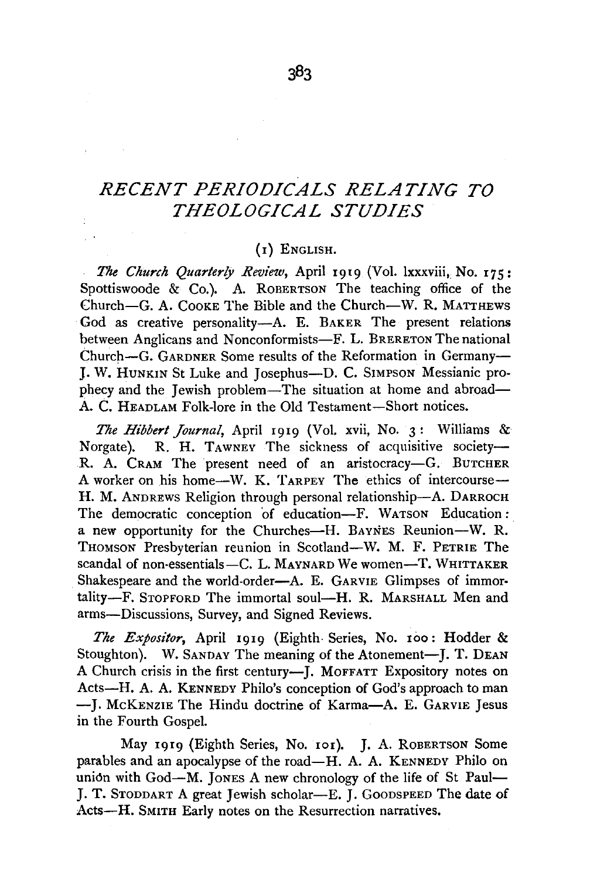# *RECENT PERIODICALS RELATING TO THEOLOGICAL STUDIES*

## (1) ENGLISH.

*The Church Quarterly Review*, April 1919 (Vol. lxxxviii, No. 175: Spottiswoode & Co.). A. ROBERTSON The teaching office of the Church—G. A. COOKE The Bible and the Church—W. R. MATTHEWS God as creative personality—A. E. BAKER The present relations between Anglicans and Nonconformists—F. L. BRERETON The national Church—G. GARDNER Some results of the Reformation in Germany—J. W. HUNKIN St Luke and Josephus—D. C. SIMPSON Messianic prophecy and the Jewish problem—The situation at home and abroad—A. C. HEADLAM Folk-lore in the Old Testament—Short notices.

*The Hibbert Journal*, April 1919 (Vol. xvii, No. 3: Williams & Norgate). R. H. TAWNEY The sickness of acquisitive society—R. A. CRAM The present need of an aristocracy—G. BUTCHER A worker on his home—W. K. TARPEY The ethics of intercourse—H. M. ANDREWS Religion through personal relationship—A. DARROCH The democratic conception of education—F. WATSON Education: a new opportunity for the Churches—H. BAYNES Reunion—W. R. THOMSON Presbyterian reunion in Scotland—W. M. F. PETRIE The scandal of non-essentials—C. L. MAYNARD We women—T. WHITTAKER Shakespeare and the world-order—A. E. GARVIE Glimpses of immortality—F. STOPFORD The immortal soul—H. R. MARSHALL Men and arms—Discussions, Survey, and Signed Reviews.

*The Expositor*, April 1919 (Eighth Series, No. 100: Hodder & Stoughton). W. SANDAY The meaning of the Atonement—J. T. DEAN A Church crisis in the first century—J. MOFFATT Expository notes on Acts—H. A. A. KENNEDY Philo's conception of God's approach to man—J. MCKENZIE The Hindu doctrine of Karma—A. E. GARVIE Jesus in the Fourth Gospel.

May 1919 (Eighth Series, No. 101). J. A. ROBERTSON Some parables and an apocalypse of the road—H. A. A. KENNEDY Philo on union with God—M. JONES A new chronology of the life of St Paul—J. T. STODDART A great Jewish scholar—E. J. GOODSPEED The date of Acts—H. SMITH Early notes on the Resurrection narratives.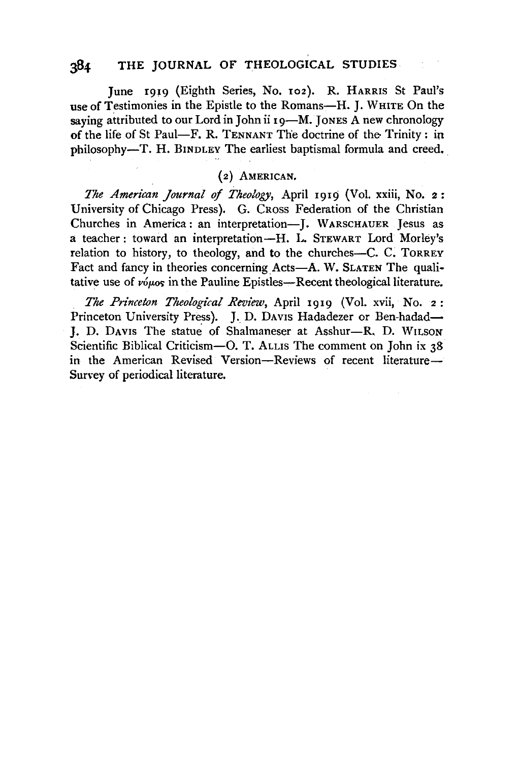June 1919 (Eighth Series, No. 102). R. HARRIS St Paul's use of Testimonies in the Epistle to the Romans—H. J. WHITE On the saying attributed to our Lord in John ii 19—M. JONES A new chronology of the life of St Paul—F. R. TENNANT The doctrine of the Trinity: in philosophy—T. H. BINDLEY The earliest baptismal formula and creed.

(2) AMERICAN.

*The American Journal of Theology*, April 1919 (Vol. xxiii, No. 2: University of Chicago Press). G. CROSS Federation of the Christian Churches in America: an interpretation—J. WARSCHAUER Jesus as a teacher: toward an interpretation—H. L. STEWART Lord Morley's relation to history, to theology, and to the churches—C. C. TORREY Fact and fancy in theories concerning Acts—A. W. SLATEN The qualitative use of νόμος in the Pauline Epistles—Recent theological literature.

*The Princeton Theological Review*, April 1919 (Vol. xvii, No. 2: Princeton University Press). J. D. DAVIS Hadadezer or Ben-hadad—J. D. DAVIS The statue of Shalmaneser at Asshur—R. D. WILSON Scientific Biblical Criticism—O. T. ALLIS The comment on John ix 38 in the American Revised Version—Reviews of recent literature—Survey of periodical literature.